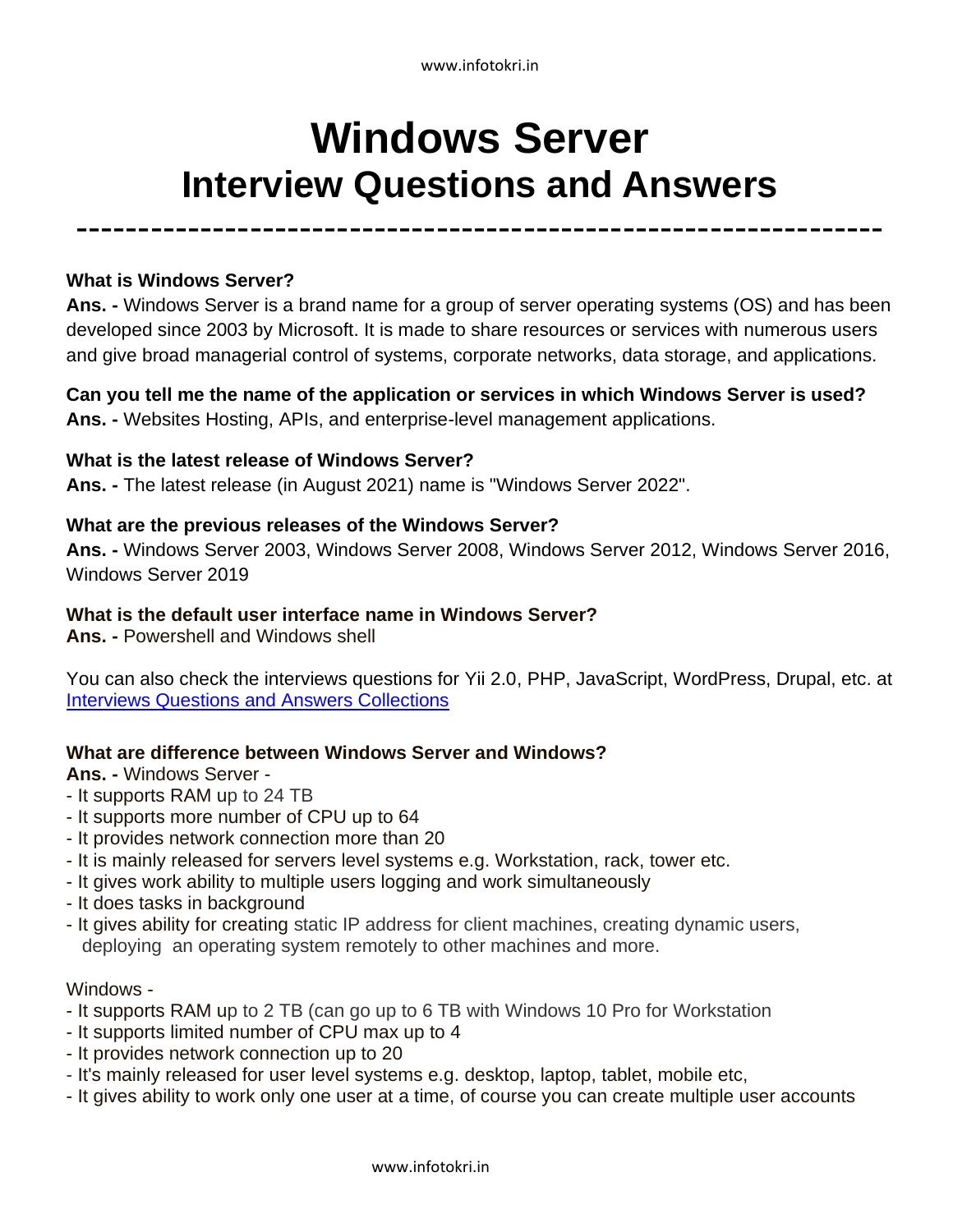# Windows Server
## Interview Questions and Answers

---

**What is Windows Server?**
**Ans. -** Windows Server is a brand name for a group of server operating systems (OS) and has been developed since 2003 by Microsoft. It is made to share resources or services with numerous users and give broad managerial control of systems, corporate networks, data storage, and applications.

**Can you tell me the name of the application or services in which Windows Server is used?**
**Ans. -** Websites Hosting, APIs, and enterprise-level management applications.

**What is the latest release of Windows Server?**
**Ans. -** The latest release (in August 2021) name is "Windows Server 2022".

**What are the previous releases of the Windows Server?**
**Ans. -** Windows Server 2003, Windows Server 2008, Windows Server 2012, Windows Server 2016, Windows Server 2019

**What is the default user interface name in Windows Server?**
**Ans. -** Powershell and Windows shell

You can also check the interviews questions for Yii 2.0, PHP, JavaScript, WordPress, Drupal, etc. at [Interviews Questions and Answers Collections](Interviews Questions and Answers Collections)

**What are difference between Windows Server and Windows?**
**Ans. -** Windows Server -
- It supports RAM up to 24 TB
- It supports more number of CPU up to 64
- It provides network connection more than 20
- It is mainly released for servers level systems e.g. Workstation, rack, tower etc.
- It gives work ability to multiple users logging and work simultaneously
- It does tasks in background
- It gives ability for creating static IP address for client machines, creating dynamic users, deploying an operating system remotely to other machines and more.

Windows -
- It supports RAM up to 2 TB (can go up to 6 TB with Windows 10 Pro for Workstation
- It supports limited number of CPU max up to 4
- It provides network connection up to 20
- It's mainly released for user level systems e.g. desktop, laptop, tablet, mobile etc,
- It gives ability to work only one user at a time, of course you can create multiple user accounts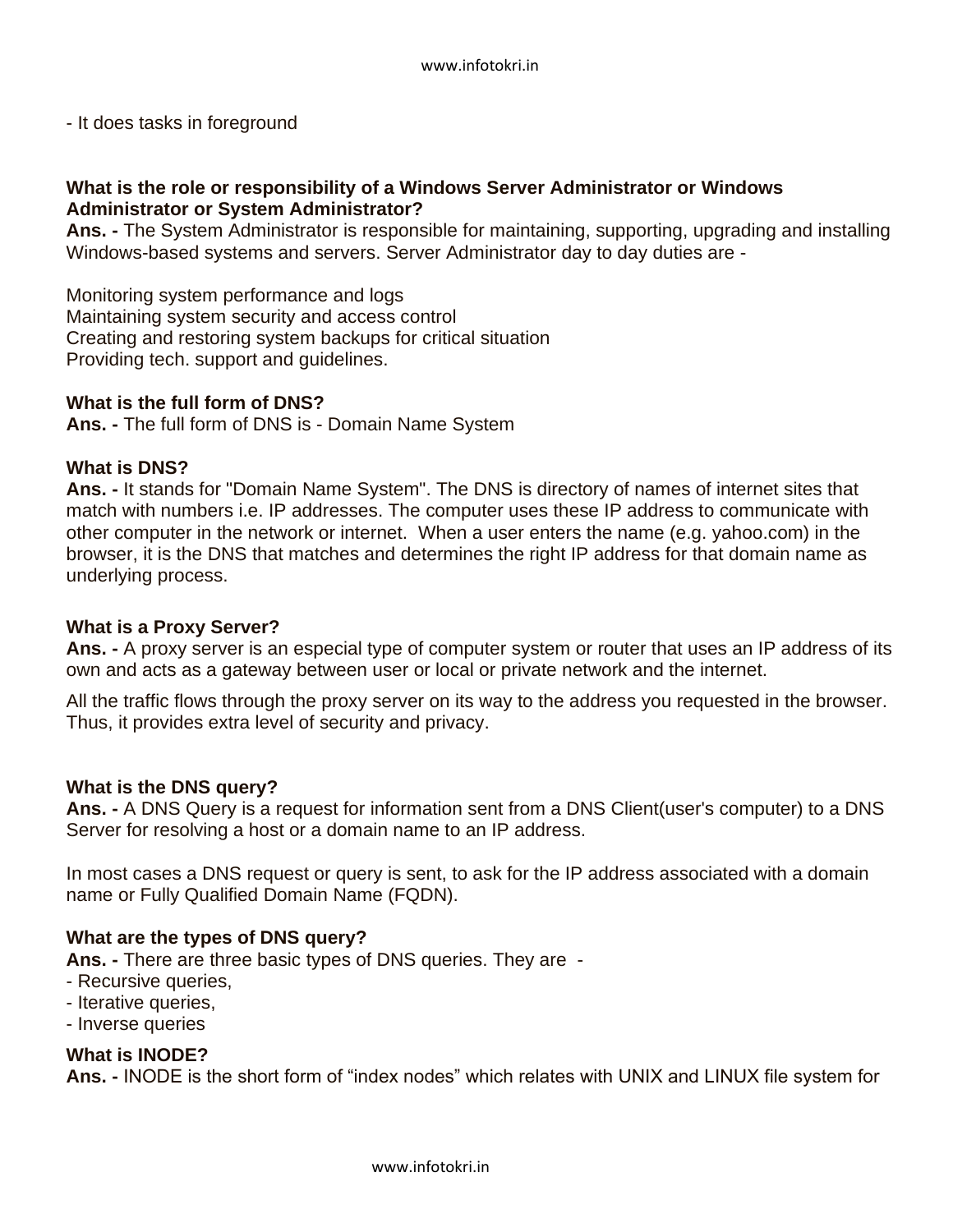- It does tasks in foreground

**What is the role or responsibility of a Windows Server Administrator or Windows Administrator or System Administrator?**
**Ans. -** The System Administrator is responsible for maintaining, supporting, upgrading and installing Windows-based systems and servers. Server Administrator day to day duties are -

Monitoring system performance and logs
Maintaining system security and access control
Creating and restoring system backups for critical situation
Providing tech. support and guidelines.

**What is the full form of DNS?**
**Ans. -** The full form of DNS is - Domain Name System

**What is DNS?**
**Ans. -** It stands for "Domain Name System". The DNS is directory of names of internet sites that match with numbers i.e. IP addresses. The computer uses these IP address to communicate with other computer in the network or internet. When a user enters the name (e.g. yahoo.com) in the browser, it is the DNS that matches and determines the right IP address for that domain name as underlying process.

**What is a Proxy Server?**
**Ans. -** A proxy server is an especial type of computer system or router that uses an IP address of its own and acts as a gateway between user or local or private network and the internet.

All the traffic flows through the proxy server on its way to the address you requested in the browser. Thus, it provides extra level of security and privacy.

**What is the DNS query?**
**Ans. -** A DNS Query is a request for information sent from a DNS Client(user's computer) to a DNS Server for resolving a host or a domain name to an IP address.

In most cases a DNS request or query is sent, to ask for the IP address associated with a domain name or Fully Qualified Domain Name (FQDN).

**What are the types of DNS query?**
**Ans. -** There are three basic types of DNS queries. They are -
- Recursive queries,
- Iterative queries,
- Inverse queries

**What is INODE?**
**Ans. -** INODE is the short form of “index nodes” which relates with UNIX and LINUX file system for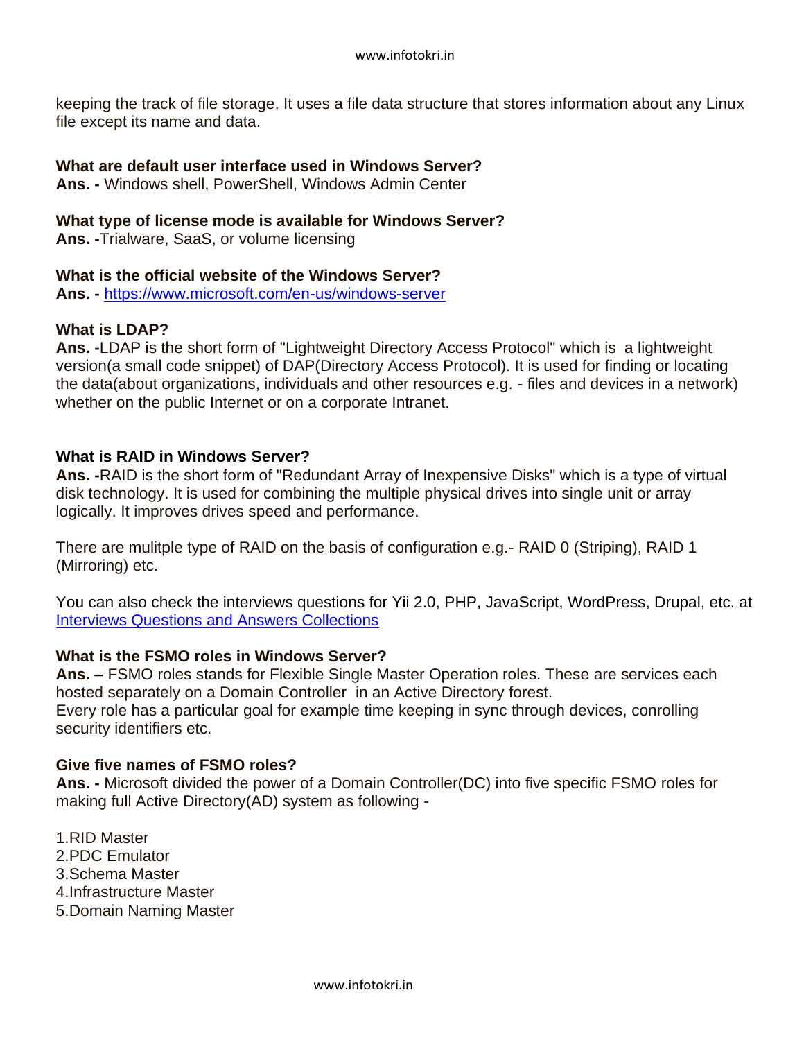keeping the track of file storage. It uses a file data structure that stores information about any Linux file except its name and data.

**What are default user interface used in Windows Server?**
**Ans. -** Windows shell, PowerShell, Windows Admin Center

**What type of license mode is available for Windows Server?**
**Ans. -**Trialware, SaaS, or volume licensing

**What is the official website of the Windows Server?**
**Ans. -** [https://www.microsoft.com/en-us/windows-server](https://www.microsoft.com/en-us/windows-server)

**What is LDAP?**
**Ans. -**LDAP is the short form of "Lightweight Directory Access Protocol" which is a lightweight version(a small code snippet) of DAP(Directory Access Protocol). It is used for finding or locating the data(about organizations, individuals and other resources e.g. - files and devices in a network) whether on the public Internet or on a corporate Intranet.

**What is RAID in Windows Server?**
**Ans. -**RAID is the short form of "Redundant Array of Inexpensive Disks" which is a type of virtual disk technology. It is used for combining the multiple physical drives into single unit or array logically. It improves drives speed and performance.

There are mulitple type of RAID on the basis of configuration e.g.- RAID 0 (Striping), RAID 1 (Mirroring) etc.

You can also check the interviews questions for Yii 2.0, PHP, JavaScript, WordPress, Drupal, etc. at [Interviews Questions and Answers Collections]()

**What is the FSMO roles in Windows Server?**
**Ans. –** FSMO roles stands for Flexible Single Master Operation roles. These are services each hosted separately on a Domain Controller in an Active Directory forest.
Every role has a particular goal for example time keeping in sync through devices, conrolling security identifiers etc.

**Give five names of FSMO roles?**
**Ans. -** Microsoft divided the power of a Domain Controller(DC) into five specific FSMO roles for making full Active Directory(AD) system as following -

1.RID Master
2.PDC Emulator
3.Schema Master
4.Infrastructure Master
5.Domain Naming Master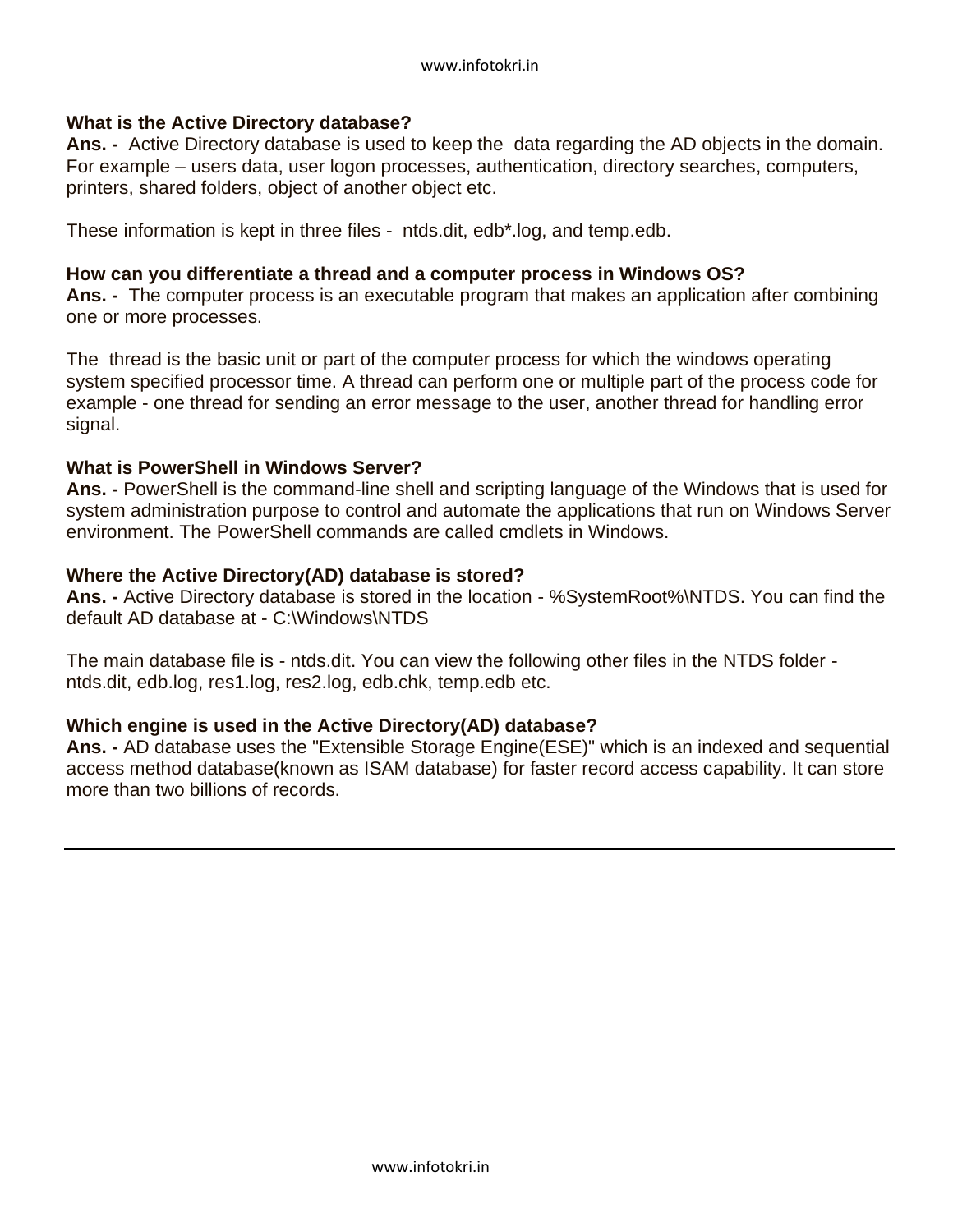**What is the Active Directory database?**

**Ans. -** Active Directory database is used to keep the data regarding the AD objects in the domain. For example – users data, user logon processes, authentication, directory searches, computers, printers, shared folders, object of another object etc.

These information is kept in three files - ntds.dit, edb*.log, and temp.edb.

**How can you differentiate a thread and a computer process in Windows OS?**

**Ans. -** The computer process is an executable program that makes an application after combining one or more processes.

The thread is the basic unit or part of the computer process for which the windows operating system specified processor time. A thread can perform one or multiple part of the process code for example - one thread for sending an error message to the user, another thread for handling error signal.

**What is PowerShell in Windows Server?**

**Ans. -** PowerShell is the command-line shell and scripting language of the Windows that is used for system administration purpose to control and automate the applications that run on Windows Server environment. The PowerShell commands are called cmdlets in Windows.

**Where the Active Directory(AD) database is stored?**

**Ans. -** Active Directory database is stored in the location - %SystemRoot%\NTDS. You can find the default AD database at - C:\Windows\NTDS

The main database file is - ntds.dit. You can view the following other files in the NTDS folder - ntds.dit, edb.log, res1.log, res2.log, edb.chk, temp.edb etc.

**Which engine is used in the Active Directory(AD) database?**

**Ans. -** AD database uses the "Extensible Storage Engine(ESE)" which is an indexed and sequential access method database(known as ISAM database) for faster record access capability. It can store more than two billions of records.

---